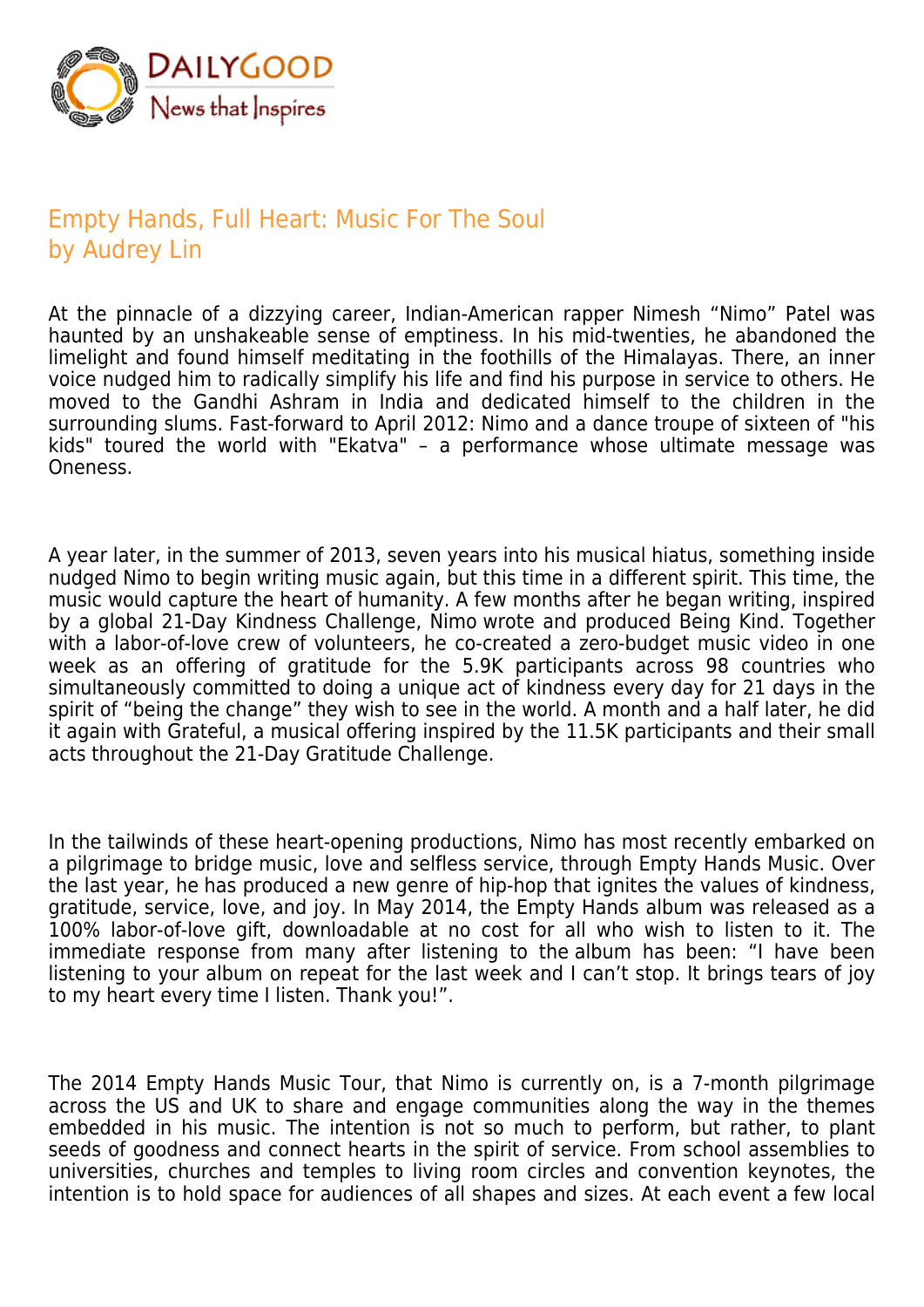# Empty Hands, Full Heart: Music For The Soul
by Audrey Lin

At the pinnacle of a dizzying career, Indian-American rapper Nimesh “Nimo” Patel was haunted by an unshakeable sense of emptiness. In his mid-twenties, he abandoned the limelight and found himself meditating in the foothills of the Himalayas. There, an inner voice nudged him to radically simplify his life and find his purpose in service to others. He moved to the Gandhi Ashram in India and dedicated himself to the children in the surrounding slums. Fast-forward to April 2012: Nimo and a dance troupe of sixteen of "his kids" toured the world with "Ekatva" – a performance whose ultimate message was Oneness.

A year later, in the summer of 2013, seven years into his musical hiatus, something inside nudged Nimo to begin writing music again, but this time in a different spirit. This time, the music would capture the heart of humanity. A few months after he began writing, inspired by a global 21-Day Kindness Challenge, Nimo wrote and produced Being Kind. Together with a labor-of-love crew of volunteers, he co-created a zero-budget music video in one week as an offering of gratitude for the 5.9K participants across 98 countries who simultaneously committed to doing a unique act of kindness every day for 21 days in the spirit of “being the change” they wish to see in the world. A month and a half later, he did it again with Grateful, a musical offering inspired by the 11.5K participants and their small acts throughout the 21-Day Gratitude Challenge.

In the tailwinds of these heart-opening productions, Nimo has most recently embarked on a pilgrimage to bridge music, love and selfless service, through Empty Hands Music. Over the last year, he has produced a new genre of hip-hop that ignites the values of kindness, gratitude, service, love, and joy. In May 2014, the Empty Hands album was released as a 100% labor-of-love gift, downloadable at no cost for all who wish to listen to it. The immediate response from many after listening to the album has been: “I have been listening to your album on repeat for the last week and I can’t stop. It brings tears of joy to my heart every time I listen. Thank you!”.

The 2014 Empty Hands Music Tour, that Nimo is currently on, is a 7-month pilgrimage across the US and UK to share and engage communities along the way in the themes embedded in his music. The intention is not so much to perform, but rather, to plant seeds of goodness and connect hearts in the spirit of service. From school assemblies to universities, churches and temples to living room circles and convention keynotes, the intention is to hold space for audiences of all shapes and sizes. At each event a few local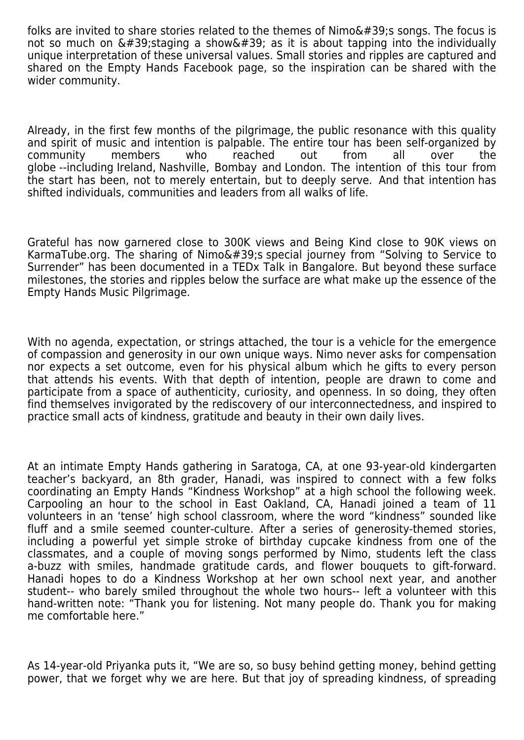folks are invited to share stories related to the themes of Nimo&#39;s songs. The focus is not so much on &#39;staging a show&#39; as it is about tapping into the individually unique interpretation of these universal values. Small stories and ripples are captured and shared on the Empty Hands Facebook page, so the inspiration can be shared with the wider community.

Already, in the first few months of the pilgrimage, the public resonance with this quality and spirit of music and intention is palpable. The entire tour has been self-organized by community members who reached out from all over the globe --including Ireland, Nashville, Bombay and London. The intention of this tour from the start has been, not to merely entertain, but to deeply serve. And that intention has shifted individuals, communities and leaders from all walks of life.

Grateful has now garnered close to 300K views and Being Kind close to 90K views on KarmaTube.org. The sharing of Nimo&#39;s special journey from "Solving to Service to Surrender" has been documented in a TEDx Talk in Bangalore. But beyond these surface milestones, the stories and ripples below the surface are what make up the essence of the Empty Hands Music Pilgrimage.

With no agenda, expectation, or strings attached, the tour is a vehicle for the emergence of compassion and generosity in our own unique ways. Nimo never asks for compensation nor expects a set outcome, even for his physical album which he gifts to every person that attends his events. With that depth of intention, people are drawn to come and participate from a space of authenticity, curiosity, and openness. In so doing, they often find themselves invigorated by the rediscovery of our interconnectedness, and inspired to practice small acts of kindness, gratitude and beauty in their own daily lives.

At an intimate Empty Hands gathering in Saratoga, CA, at one 93-year-old kindergarten teacher's backyard, an 8th grader, Hanadi, was inspired to connect with a few folks coordinating an Empty Hands "Kindness Workshop" at a high school the following week. Carpooling an hour to the school in East Oakland, CA, Hanadi joined a team of 11 volunteers in an 'tense' high school classroom, where the word "kindness" sounded like fluff and a smile seemed counter-culture. After a series of generosity-themed stories, including a powerful yet simple stroke of birthday cupcake kindness from one of the classmates, and a couple of moving songs performed by Nimo, students left the class a-buzz with smiles, handmade gratitude cards, and flower bouquets to gift-forward. Hanadi hopes to do a Kindness Workshop at her own school next year, and another student-- who barely smiled throughout the whole two hours-- left a volunteer with this hand-written note: "Thank you for listening. Not many people do. Thank you for making me comfortable here."

As 14-year-old Priyanka puts it, "We are so, so busy behind getting money, behind getting power, that we forget why we are here. But that joy of spreading kindness, of spreading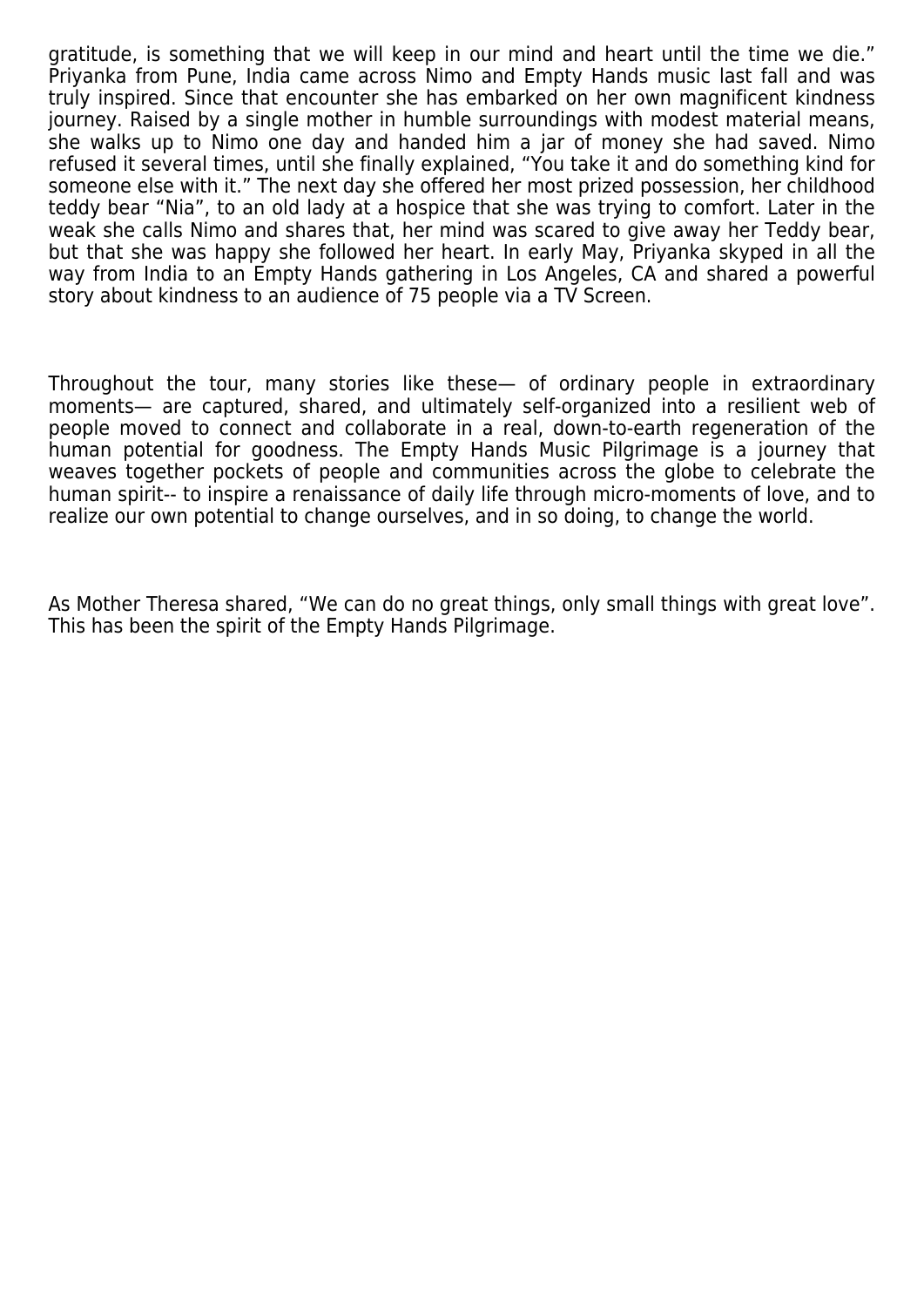gratitude, is something that we will keep in our mind and heart until the time we die." Priyanka from Pune, India came across Nimo and Empty Hands music last fall and was truly inspired. Since that encounter she has embarked on her own magnificent kindness journey. Raised by a single mother in humble surroundings with modest material means, she walks up to Nimo one day and handed him a jar of money she had saved. Nimo refused it several times, until she finally explained, "You take it and do something kind for someone else with it." The next day she offered her most prized possession, her childhood teddy bear "Nia", to an old lady at a hospice that she was trying to comfort. Later in the weak she calls Nimo and shares that, her mind was scared to give away her Teddy bear, but that she was happy she followed her heart. In early May, Priyanka skyped in all the way from India to an Empty Hands gathering in Los Angeles, CA and shared a powerful story about kindness to an audience of 75 people via a TV Screen.

Throughout the tour, many stories like these— of ordinary people in extraordinary moments— are captured, shared, and ultimately self-organized into a resilient web of people moved to connect and collaborate in a real, down-to-earth regeneration of the human potential for goodness. The Empty Hands Music Pilgrimage is a journey that weaves together pockets of people and communities across the globe to celebrate the human spirit-- to inspire a renaissance of daily life through micro-moments of love, and to realize our own potential to change ourselves, and in so doing, to change the world.

As Mother Theresa shared, "We can do no great things, only small things with great love". This has been the spirit of the Empty Hands Pilgrimage.